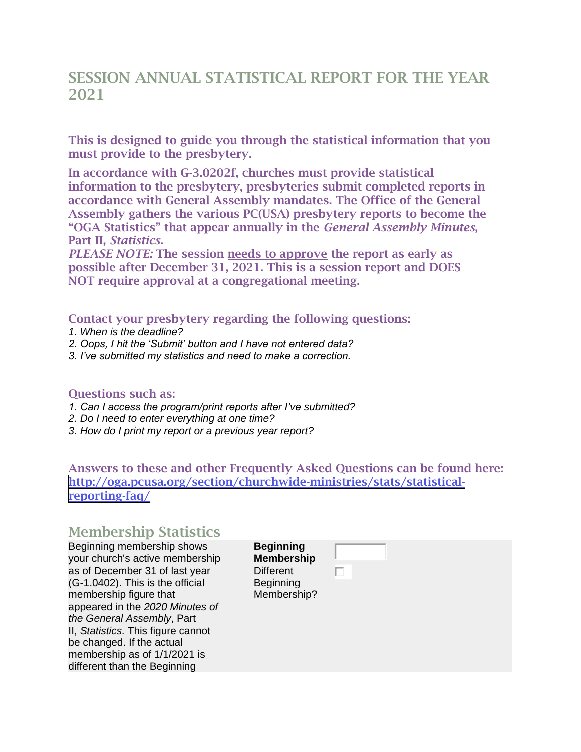# SESSION ANNUAL STATISTICAL REPORT FOR THE YEAR 2021

**This is designed to guide you through the statistical information that you must provide to the presbytery.**

**In accordance with G-3.0202f, churches must provide statistical information to the presbytery, presbyteries submit completed reports in accordance with General Assembly mandates. The Office of the General Assembly gathers the various PC(USA) presbytery reports to become the "OGA Statistics" that appear annually in the *General Assembly Minutes*, Part II, *Statistics.***

***PLEASE NOTE:* The session needs to approve the report as early as possible after December 31, 2021. This is a session report and DOES NOT require approval at a congregational meeting.**

### Contact your presbytery regarding the following questions:

*1. When is the deadline?*
*2. Oops, I hit the 'Submit' button and I have not entered data?*
*3. I've submitted my statistics and need to make a correction.*

### Questions such as:

*1. Can I access the program/print reports after I've submitted?*
*2. Do I need to enter everything at one time?*
*3. How do I print my report or a previous year report?*

**Answers to these and other Frequently Asked Questions can be found here:** **http://oga.pcusa.org/section/churchwide-ministries/stats/statistical-reporting-faq/**

## Membership Statistics

| | | |
|---|---|---|
| Beginning membership shows your church's active membership as of December 31 of last year (G-1.0402). This is the official membership figure that appeared in the *2020 Minutes of the General Assembly*, Part II, *Statistics*. This figure cannot be changed. If the actual membership as of 1/1/2021 is different than the Beginning | **Beginning Membership** | ☐ |
| | Different Beginning Membership? | ☐ |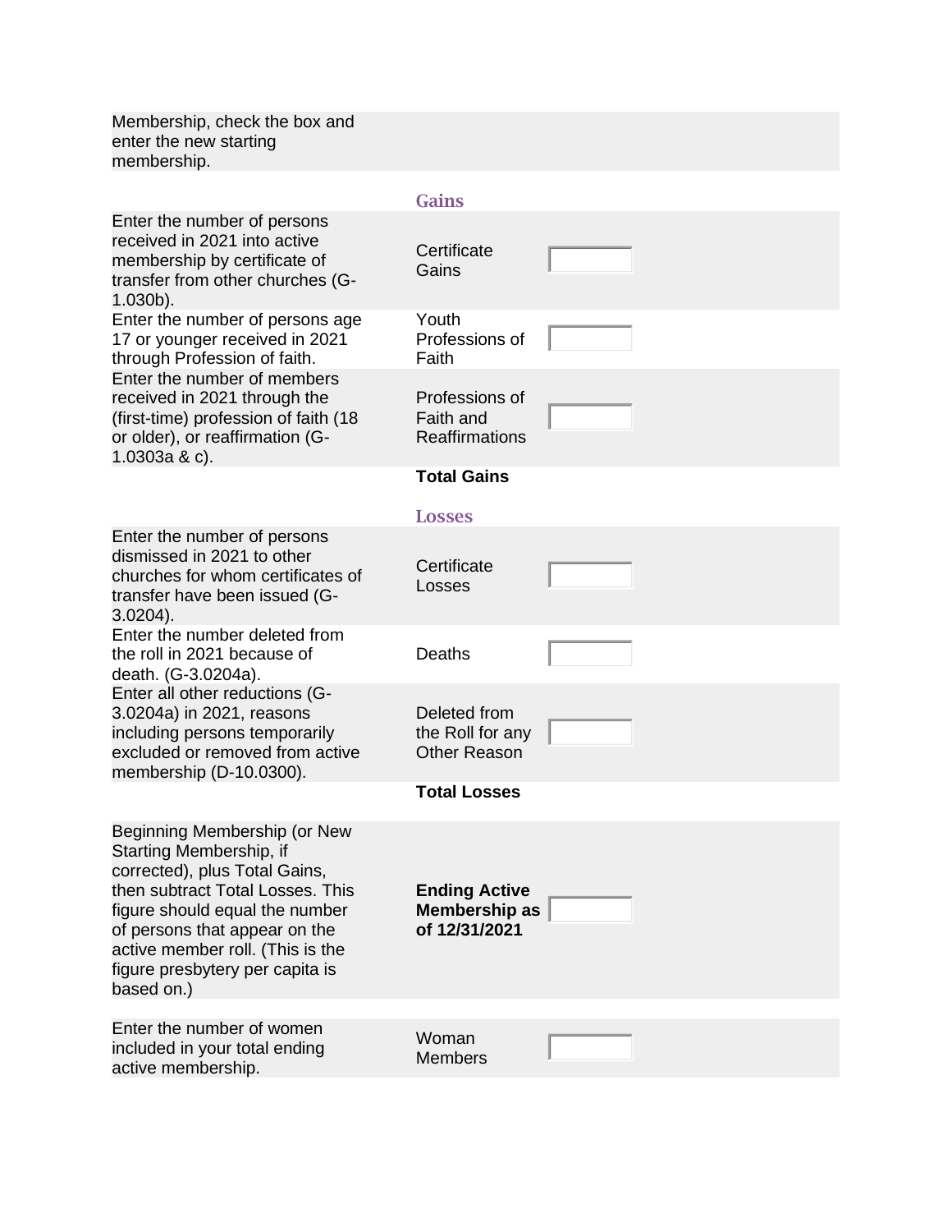Membership, check the box and enter the new starting membership.

| Instructions | Field | Value |
|---|---|---|
| | **Gains** | |
| Enter the number of persons received in 2021 into active membership by certificate of transfer from other churches (G-1.030b). | Certificate Gains | |
| Enter the number of persons age 17 or younger received in 2021 through Profession of faith. | Youth Professions of Faith | |
| Enter the number of members received in 2021 through the (first-time) profession of faith (18 or older), or reaffirmation (G-1.0303a & c). | Professions of Faith and Reaffirmations | |
| | **Total Gains** | |
| | **Losses** | |
| Enter the number of persons dismissed in 2021 to other churches for whom certificates of transfer have been issued (G-3.0204). | Certificate Losses | |
| Enter the number deleted from the roll in 2021 because of death. (G-3.0204a). | Deaths | |
| Enter all other reductions (G-3.0204a) in 2021, reasons including persons temporarily excluded or removed from active membership (D-10.0300). | Deleted from the Roll for any Other Reason | |
| | **Total Losses** | |
| Beginning Membership (or New Starting Membership, if corrected), plus Total Gains, then subtract Total Losses. This figure should equal the number of persons that appear on the active member roll. (This is the figure presbytery per capita is based on.) | **Ending Active Membership as of 12/31/2021** | |
| Enter the number of women included in your total ending active membership. | Woman Members | |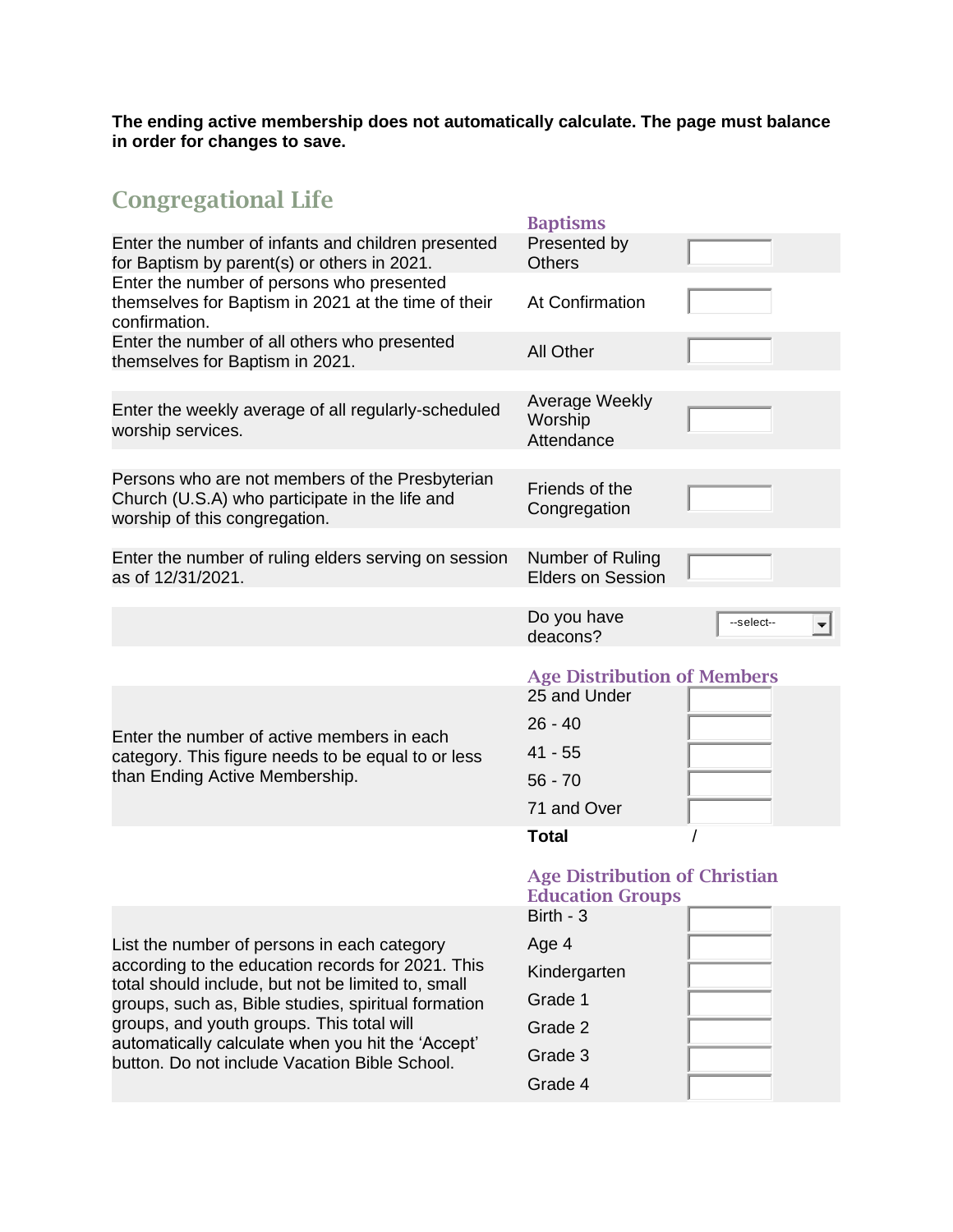**The ending active membership does not automatically calculate. The page must balance in order for changes to save.**

## Congregational Life

### Baptisms

| Description | Field | Value |
|---|---|---|
| Enter the number of infants and children presented for Baptism by parent(s) or others in 2021. | Presented by Others | |
| Enter the number of persons who presented themselves for Baptism in 2021 at the time of their confirmation. | At Confirmation | |
| Enter the number of all others who presented themselves for Baptism in 2021. | All Other | |

| Description | Field | Value |
|---|---|---|
| Enter the weekly average of all regularly-scheduled worship services. | Average Weekly Worship Attendance | |
| Persons who are not members of the Presbyterian Church (U.S.A) who participate in the life and worship of this congregation. | Friends of the Congregation | |
| Enter the number of ruling elders serving on session as of 12/31/2021. | Number of Ruling Elders on Session | |
| | Do you have deacons? | --select-- |

### Age Distribution of Members

Enter the number of active members in each category. This figure needs to be equal to or less than Ending Active Membership.

| Category | Value |
|---|---|
| 25 and Under | |
| 26 - 40 | |
| 41 - 55 | |
| 56 - 70 | |
| 71 and Over | |
| **Total** | / |

### Age Distribution of Christian Education Groups

List the number of persons in each category according to the education records for 2021. This total should include, but not be limited to, small groups, such as, Bible studies, spiritual formation groups, and youth groups. This total will automatically calculate when you hit the 'Accept' button. Do not include Vacation Bible School.

| Category | Value |
|---|---|
| Birth - 3 | |
| Age 4 | |
| Kindergarten | |
| Grade 1 | |
| Grade 2 | |
| Grade 3 | |
| Grade 4 | |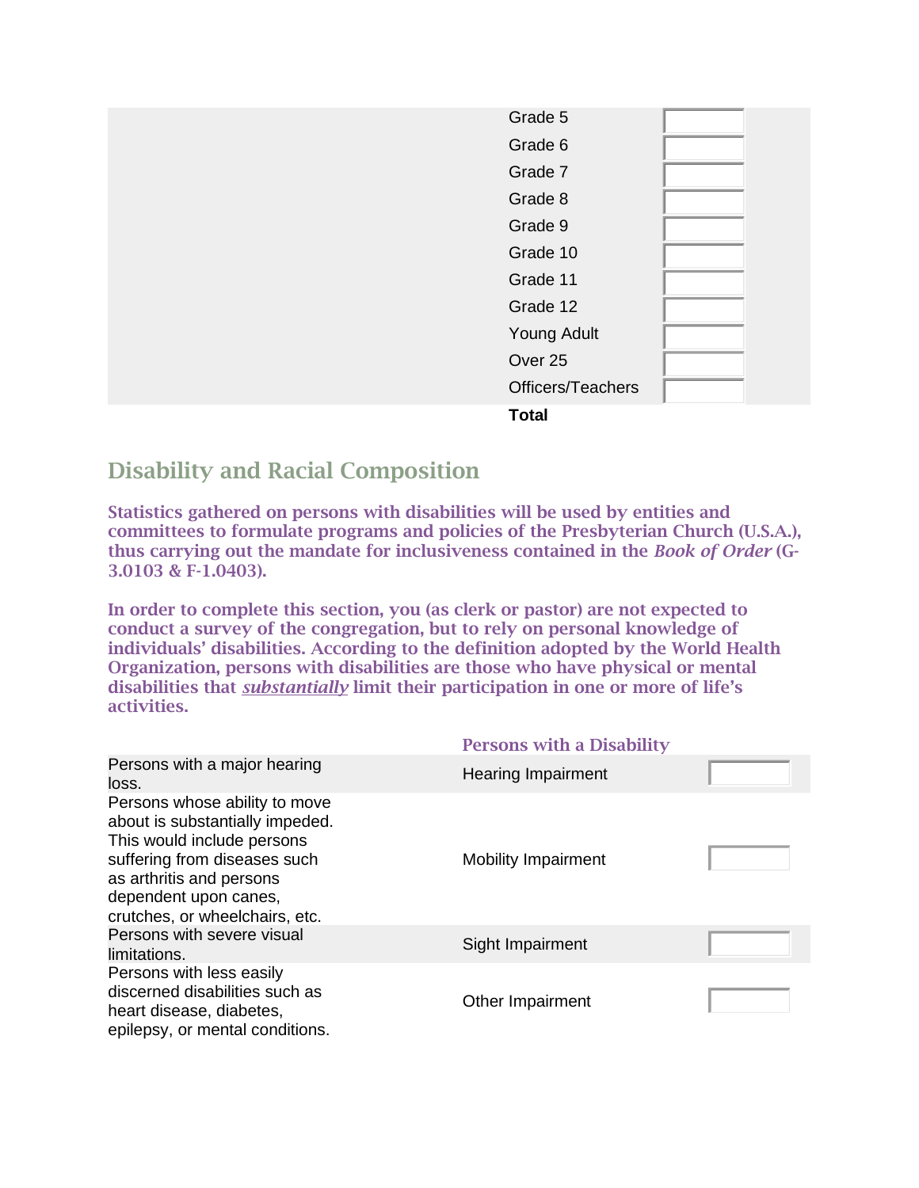| | |
|---|---|
| Grade 5 | |
| Grade 6 | |
| Grade 7 | |
| Grade 8 | |
| Grade 9 | |
| Grade 10 | |
| Grade 11 | |
| Grade 12 | |
| Young Adult | |
| Over 25 | |
| Officers/Teachers | |
| **Total** | |

## Disability and Racial Composition

**Statistics gathered on persons with disabilities will be used by entities and committees to formulate programs and policies of the Presbyterian Church (U.S.A.), thus carrying out the mandate for inclusiveness contained in the *Book of Order* (G-3.0103 & F-1.0403).**

**In order to complete this section, you (as clerk or pastor) are not expected to conduct a survey of the congregation, but to rely on personal knowledge of individuals' disabilities. According to the definition adopted by the World Health Organization, persons with disabilities are those who have physical or mental disabilities that *substantially* limit their participation in one or more of life's activities.**

| | Persons with a Disability | |
|---|---|---|
| Persons with a major hearing loss. | Hearing Impairment | |
| Persons whose ability to move about is substantially impeded. This would include persons suffering from diseases such as arthritis and persons dependent upon canes, crutches, or wheelchairs, etc. | Mobility Impairment | |
| Persons with severe visual limitations. | Sight Impairment | |
| Persons with less easily discerned disabilities such as heart disease, diabetes, epilepsy, or mental conditions. | Other Impairment | |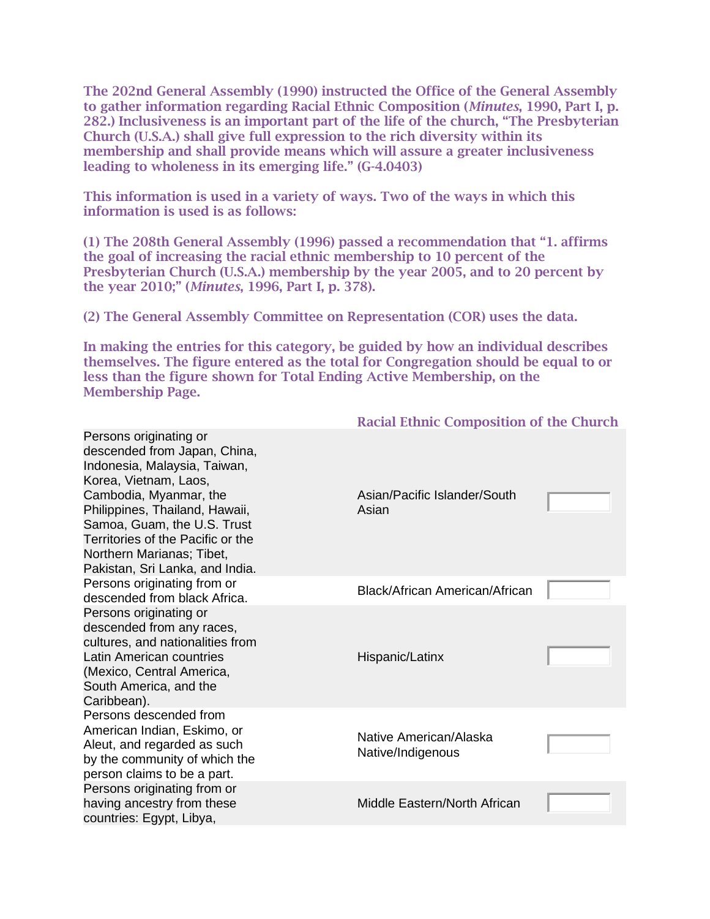**The 202nd General Assembly (1990) instructed the Office of the General Assembly to gather information regarding Racial Ethnic Composition (*Minutes*, 1990, Part I, p. 282.) Inclusiveness is an important part of the life of the church, "The Presbyterian Church (U.S.A.) shall give full expression to the rich diversity within its membership and shall provide means which will assure a greater inclusiveness leading to wholeness in its emerging life." (G-4.0403)**

**This information is used in a variety of ways. Two of the ways in which this information is used is as follows:**

**(1) The 208th General Assembly (1996) passed a recommendation that "1. affirms the goal of increasing the racial ethnic membership to 10 percent of the Presbyterian Church (U.S.A.) membership by the year 2005, and to 20 percent by the year 2010;" (*Minutes*, 1996, Part I, p. 378).**

**(2) The General Assembly Committee on Representation (COR) uses the data.**

**In making the entries for this category, be guided by how an individual describes themselves. The figure entered as the total for Congregation should be equal to or less than the figure shown for Total Ending Active Membership, on the Membership Page.**

| | Racial Ethnic Composition of the Church | |
|---|---|---|
| Persons originating or descended from Japan, China, Indonesia, Malaysia, Taiwan, Korea, Vietnam, Laos, Cambodia, Myanmar, the Philippines, Thailand, Hawaii, Samoa, Guam, the U.S. Trust Territories of the Pacific or the Northern Marianas; Tibet, Pakistan, Sri Lanka, and India. | Asian/Pacific Islander/South Asian | |
| Persons originating from or descended from black Africa. | Black/African American/African | |
| Persons originating or descended from any races, cultures, and nationalities from Latin American countries (Mexico, Central America, South America, and the Caribbean). | Hispanic/Latinx | |
| Persons descended from American Indian, Eskimo, or Aleut, and regarded as such by the community of which the person claims to be a part. | Native American/Alaska Native/Indigenous | |
| Persons originating from or having ancestry from these countries: Egypt, Libya, | Middle Eastern/North African | |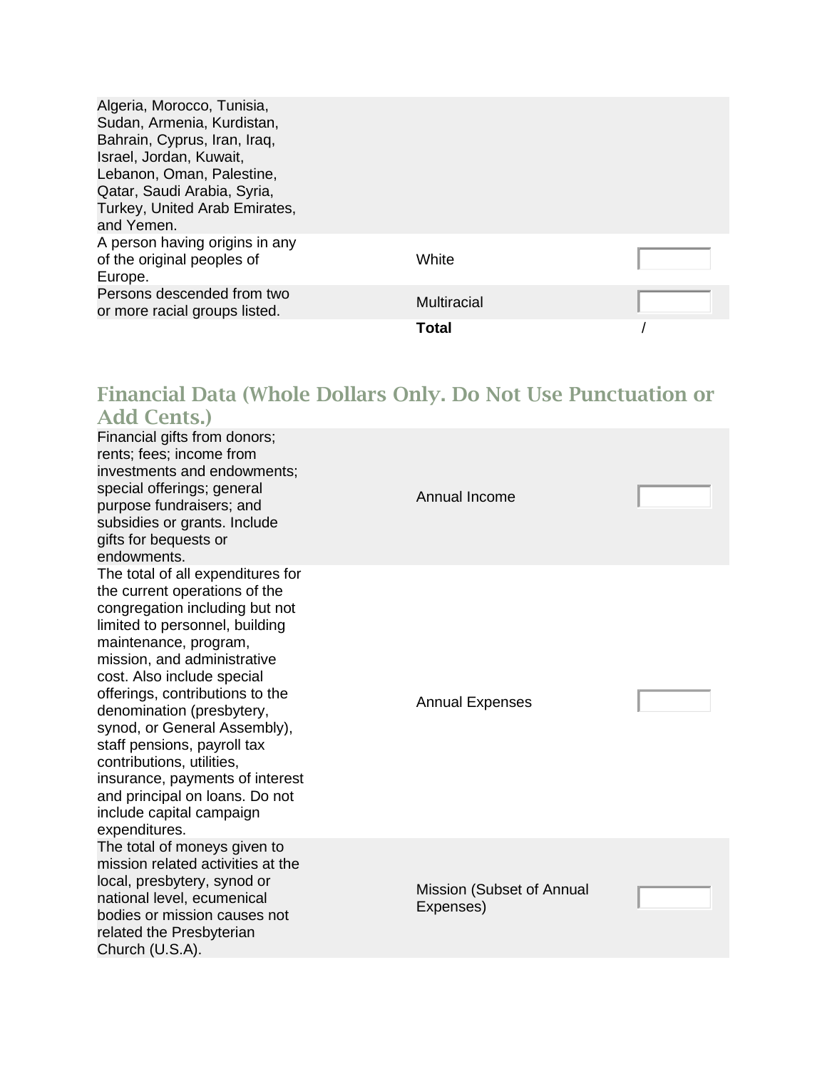| | | |
|---|---|---|
| Algeria, Morocco, Tunisia, Sudan, Armenia, Kurdistan, Bahrain, Cyprus, Iran, Iraq, Israel, Jordan, Kuwait, Lebanon, Oman, Palestine, Qatar, Saudi Arabia, Syria, Turkey, United Arab Emirates, and Yemen. | | |
| A person having origins in any of the original peoples of Europe. | White | |
| Persons descended from two or more racial groups listed. | Multiracial | |
| | **Total** | / |

## Financial Data (Whole Dollars Only. Do Not Use Punctuation or Add Cents.)

| | | |
|---|---|---|
| Financial gifts from donors; rents; fees; income from investments and endowments; special offerings; general purpose fundraisers; and subsidies or grants. Include gifts for bequests or endowments. | Annual Income | |
| The total of all expenditures for the current operations of the congregation including but not limited to personnel, building maintenance, program, mission, and administrative cost. Also include special offerings, contributions to the denomination (presbytery, synod, or General Assembly), staff pensions, payroll tax contributions, utilities, insurance, payments of interest and principal on loans. Do not include capital campaign expenditures. | Annual Expenses | |
| The total of moneys given to mission related activities at the local, presbytery, synod or national level, ecumenical bodies or mission causes not related the Presbyterian Church (U.S.A). | Mission (Subset of Annual Expenses) | |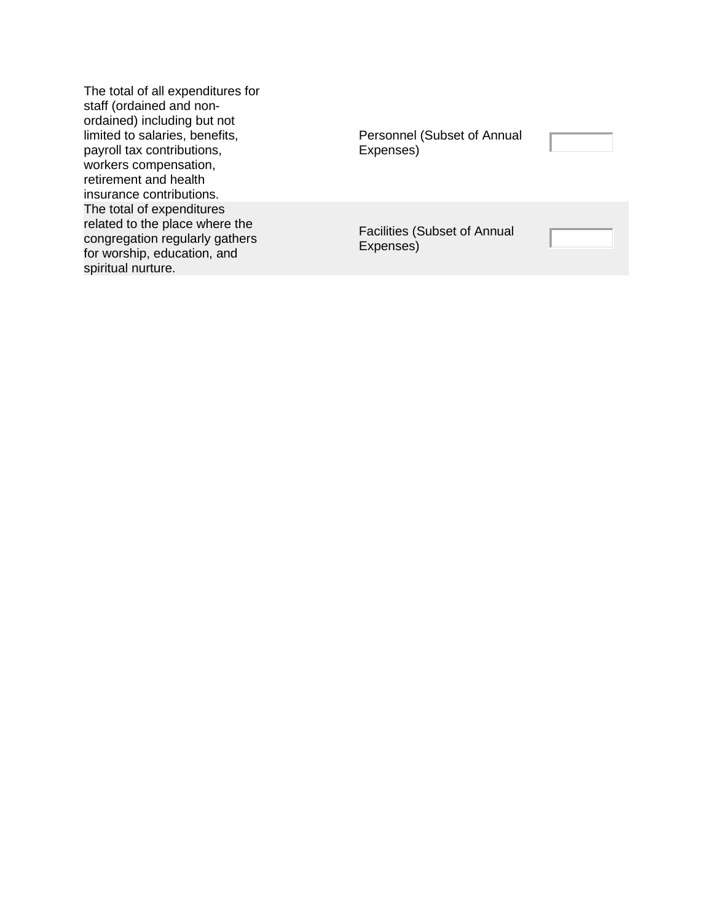| | | |
|---|---|---|
| The total of all expenditures for staff (ordained and non-ordained) including but not limited to salaries, benefits, payroll tax contributions, workers compensation, retirement and health insurance contributions. | Personnel (Subset of Annual Expenses) | |
| The total of expenditures related to the place where the congregation regularly gathers for worship, education, and spiritual nurture. | Facilities (Subset of Annual Expenses) | |